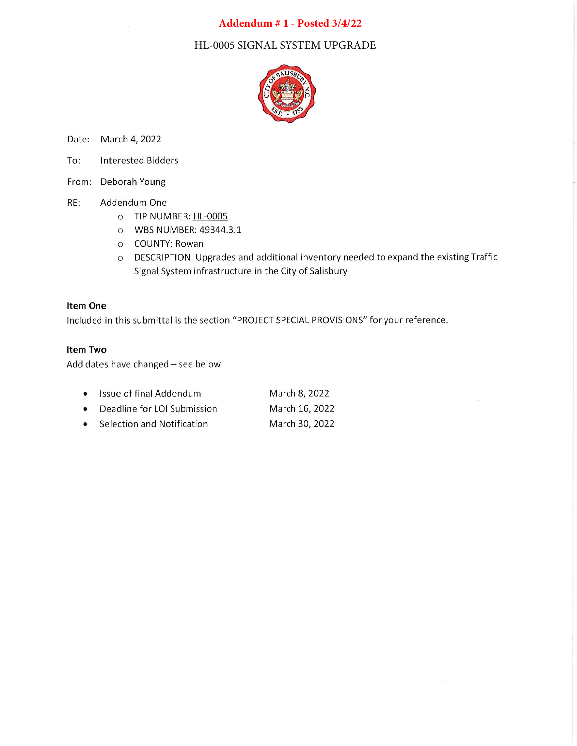**Addendum # 1 - Posted 3/4/22**

HL-0005 SIGNAL SYSTEM UPGRADE

Date: March 4, 2022

To: Interested Bidders

From: Deborah Young

RE: Addendum One

- TIP NUMBER: HL-0005
- WBS NUMBER: 49344.3.1
- COUNTY: Rowan
- DESCRIPTION: Upgrades and additional inventory needed to expand the existing Traffic Signal System infrastructure in the City of Salisbury

**Item One**

Included in this submittal is the section "PROJECT SPECIAL PROVISIONS" for your reference.

**Item Two**

Add dates have changed – see below

- Issue of final Addendum — March 8, 2022
- Deadline for LOI Submission — March 16, 2022
- Selection and Notification — March 30, 2022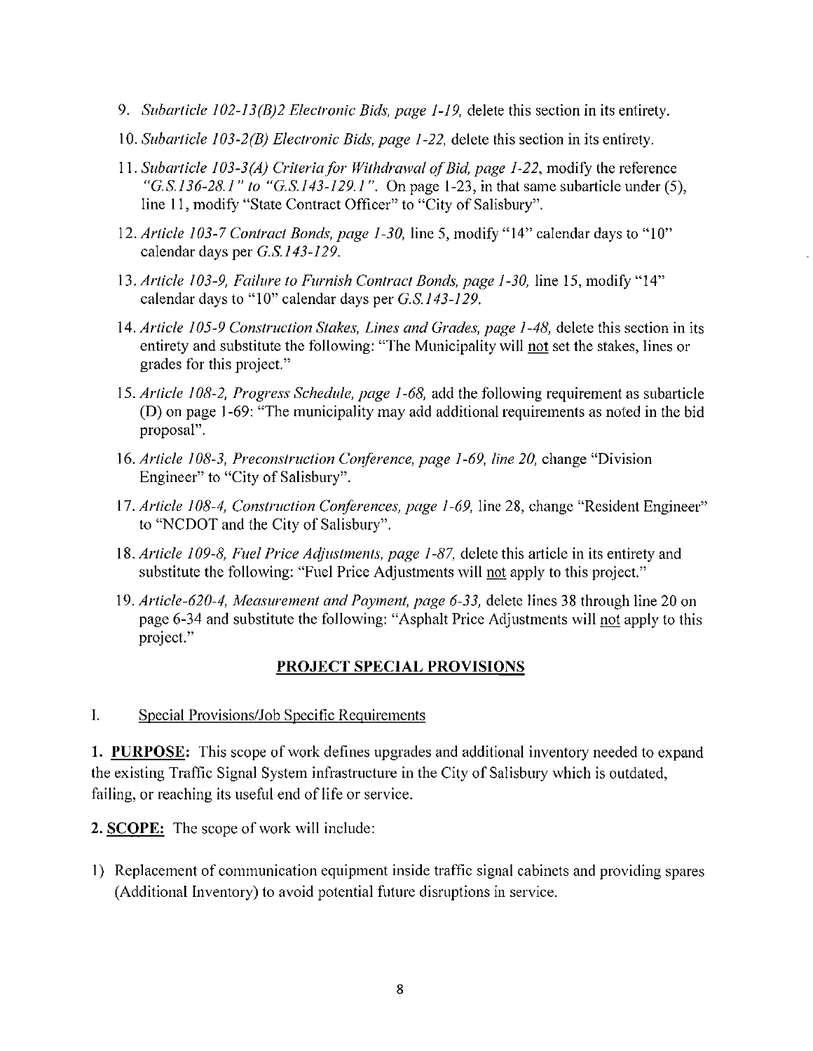9. *Subarticle 102-13(B)2 Electronic Bids, page 1-19,* delete this section in its entirety.
10. *Subarticle 103-2(B) Electronic Bids, page 1-22,* delete this section in its entirety.
11. *Subarticle 103-3(A) Criteria for Withdrawal of Bid, page 1-22,* modify the reference *"G.S.136-28.1" to "G.S.143-129.1".* On page 1-23, in that same subarticle under (5), line 11, modify "State Contract Officer" to "City of Salisbury".
12. *Article 103-7 Contract Bonds, page 1-30,* line 5, modify "14" calendar days to "10" calendar days per *G.S.143-129.*
13. *Article 103-9, Failure to Furnish Contract Bonds, page 1-30,* line 15, modify "14" calendar days to "10" calendar days per *G.S.143-129.*
14. *Article 105-9 Construction Stakes, Lines and Grades, page 1-48,* delete this section in its entirety and substitute the following: "The Municipality will <u>not</u> set the stakes, lines or grades for this project."
15. *Article 108-2, Progress Schedule, page 1-68,* add the following requirement as subarticle (D) on page 1-69: "The municipality may add additional requirements as noted in the bid proposal".
16. *Article 108-3, Preconstruction Conference, page 1-69, line 20,* change "Division Engineer" to "City of Salisbury".
17. *Article 108-4, Construction Conferences, page 1-69,* line 28, change "Resident Engineer" to "NCDOT and the City of Salisbury".
18. *Article 109-8, Fuel Price Adjustments, page 1-87,* delete this article in its entirety and substitute the following: "Fuel Price Adjustments will <u>not</u> apply to this project."
19. *Article-620-4, Measurement and Payment, page 6-33,* delete lines 38 through line 20 on page 6-34 and substitute the following: "Asphalt Price Adjustments will <u>not</u> apply to this project."

## PROJECT SPECIAL PROVISIONS

I. Special Provisions/Job Specific Requirements

**1. PURPOSE:** This scope of work defines upgrades and additional inventory needed to expand the existing Traffic Signal System infrastructure in the City of Salisbury which is outdated, failing, or reaching its useful end of life or service.

**2. SCOPE:** The scope of work will include:

1) Replacement of communication equipment inside traffic signal cabinets and providing spares (Additional Inventory) to avoid potential future disruptions in service.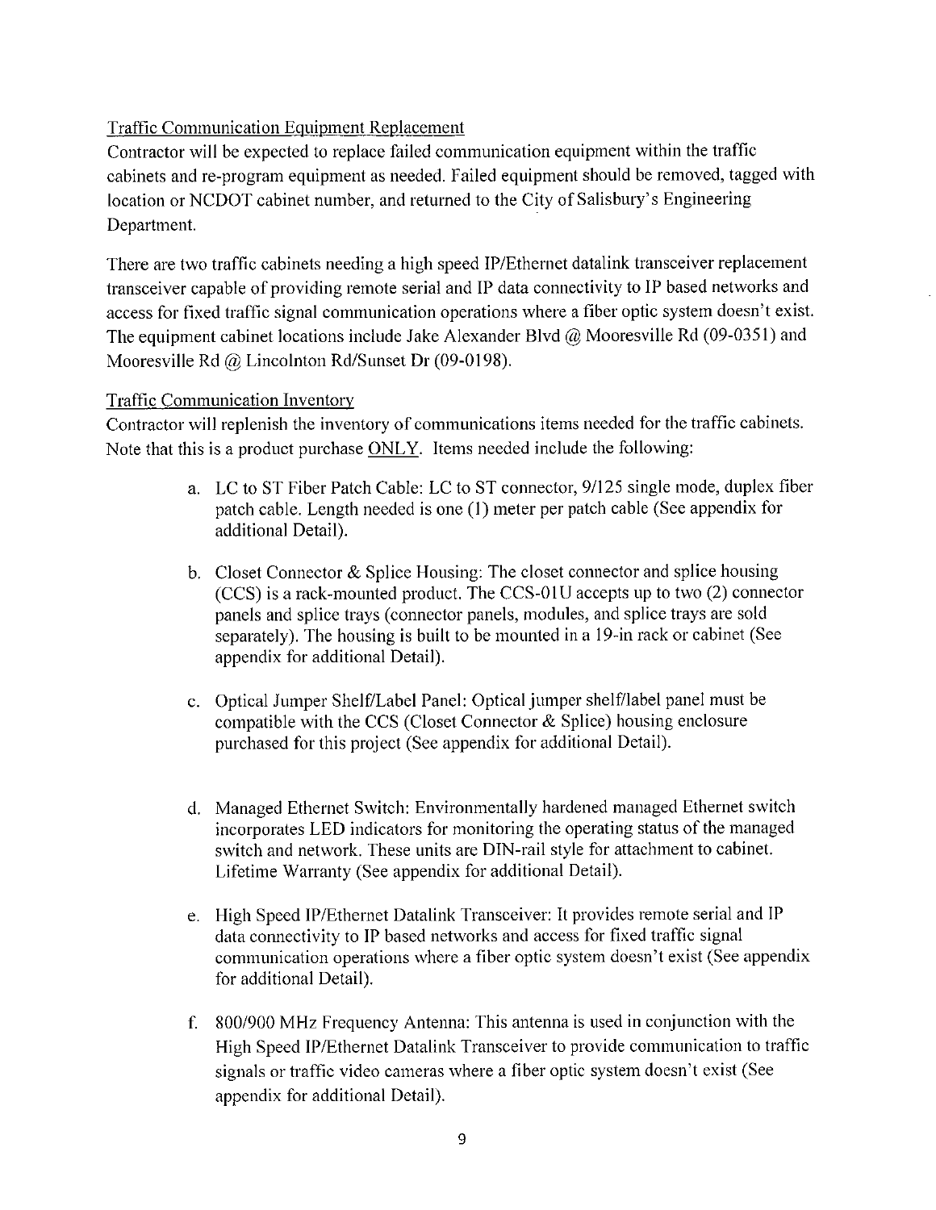## Traffic Communication Equipment Replacement

Contractor will be expected to replace failed communication equipment within the traffic cabinets and re-program equipment as needed. Failed equipment should be removed, tagged with location or NCDOT cabinet number, and returned to the City of Salisbury's Engineering Department.

There are two traffic cabinets needing a high speed IP/Ethernet datalink transceiver replacement transceiver capable of providing remote serial and IP data connectivity to IP based networks and access for fixed traffic signal communication operations where a fiber optic system doesn't exist. The equipment cabinet locations include Jake Alexander Blvd @ Mooresville Rd (09-0351) and Mooresville Rd @ Lincolnton Rd/Sunset Dr (09-0198).

## Traffic Communication Inventory

Contractor will replenish the inventory of communications items needed for the traffic cabinets. Note that this is a product purchase <u>ONLY</u>. Items needed include the following:

a. LC to ST Fiber Patch Cable: LC to ST connector, 9/125 single mode, duplex fiber patch cable. Length needed is one (1) meter per patch cable (See appendix for additional Detail).

b. Closet Connector & Splice Housing: The closet connector and splice housing (CCS) is a rack-mounted product. The CCS-01U accepts up to two (2) connector panels and splice trays (connector panels, modules, and splice trays are sold separately). The housing is built to be mounted in a 19-in rack or cabinet (See appendix for additional Detail).

c. Optical Jumper Shelf/Label Panel: Optical jumper shelf/label panel must be compatible with the CCS (Closet Connector & Splice) housing enclosure purchased for this project (See appendix for additional Detail).

d. Managed Ethernet Switch: Environmentally hardened managed Ethernet switch incorporates LED indicators for monitoring the operating status of the managed switch and network. These units are DIN-rail style for attachment to cabinet. Lifetime Warranty (See appendix for additional Detail).

e. High Speed IP/Ethernet Datalink Transceiver: It provides remote serial and IP data connectivity to IP based networks and access for fixed traffic signal communication operations where a fiber optic system doesn't exist (See appendix for additional Detail).

f. 800/900 MHz Frequency Antenna: This antenna is used in conjunction with the High Speed IP/Ethernet Datalink Transceiver to provide communication to traffic signals or traffic video cameras where a fiber optic system doesn't exist (See appendix for additional Detail).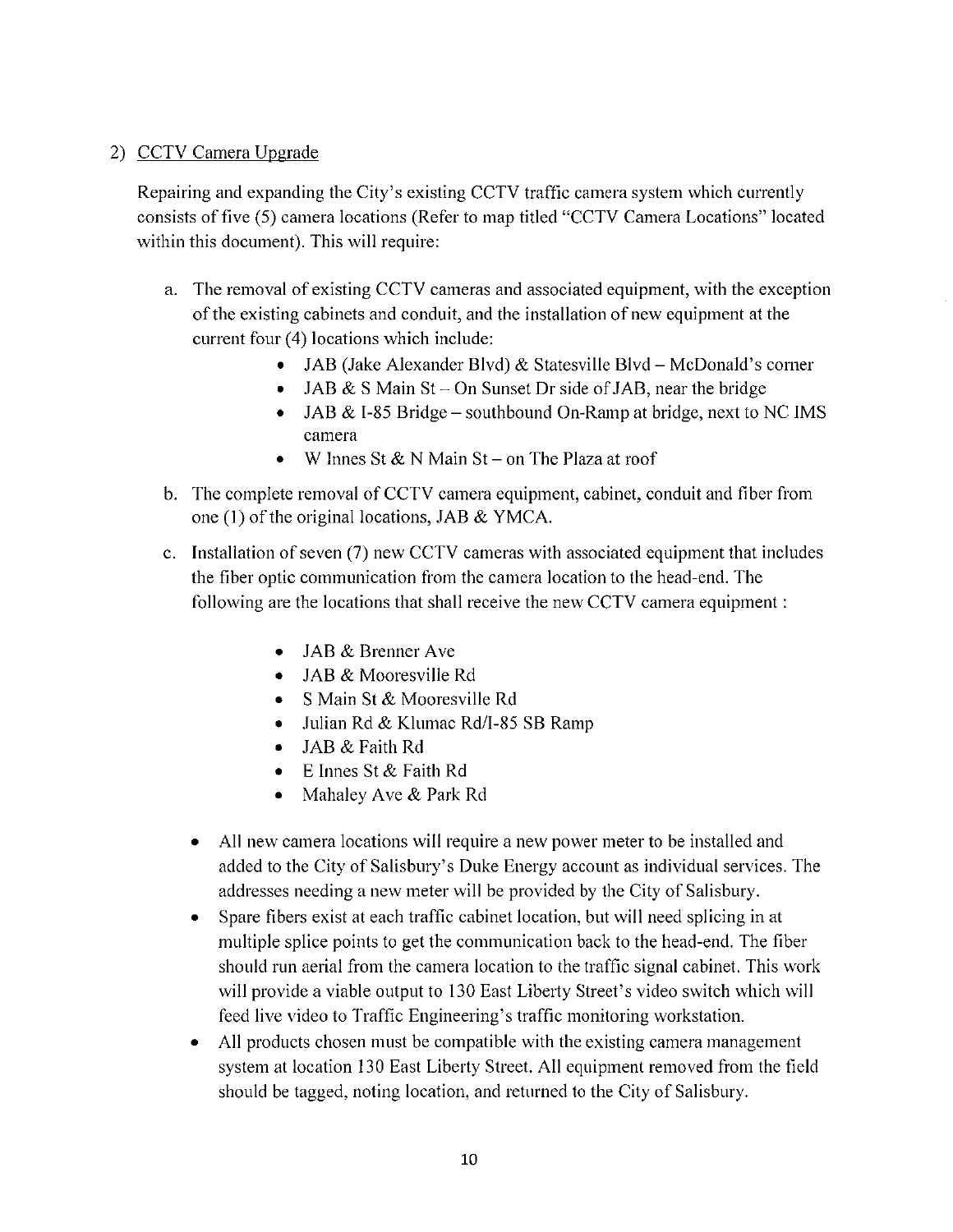2) CCTV Camera Upgrade

Repairing and expanding the City's existing CCTV traffic camera system which currently consists of five (5) camera locations (Refer to map titled "CCTV Camera Locations" located within this document). This will require:

a. The removal of existing CCTV cameras and associated equipment, with the exception of the existing cabinets and conduit, and the installation of new equipment at the current four (4) locations which include:
   - JAB (Jake Alexander Blvd) & Statesville Blvd – McDonald's corner
   - JAB & S Main St – On Sunset Dr side of JAB, near the bridge
   - JAB & I-85 Bridge – southbound On-Ramp at bridge, next to NC IMS camera
   - W Innes St & N Main St – on The Plaza at roof

b. The complete removal of CCTV camera equipment, cabinet, conduit and fiber from one (1) of the original locations, JAB & YMCA.

c. Installation of seven (7) new CCTV cameras with associated equipment that includes the fiber optic communication from the camera location to the head-end. The following are the locations that shall receive the new CCTV camera equipment :
   - JAB & Brenner Ave
   - JAB & Mooresville Rd
   - S Main St & Mooresville Rd
   - Julian Rd & Klumac Rd/I-85 SB Ramp
   - JAB & Faith Rd
   - E Innes St & Faith Rd
   - Mahaley Ave & Park Rd

- All new camera locations will require a new power meter to be installed and added to the City of Salisbury's Duke Energy account as individual services. The addresses needing a new meter will be provided by the City of Salisbury.
- Spare fibers exist at each traffic cabinet location, but will need splicing in at multiple splice points to get the communication back to the head-end. The fiber should run aerial from the camera location to the traffic signal cabinet. This work will provide a viable output to 130 East Liberty Street's video switch which will feed live video to Traffic Engineering's traffic monitoring workstation.
- All products chosen must be compatible with the existing camera management system at location 130 East Liberty Street. All equipment removed from the field should be tagged, noting location, and returned to the City of Salisbury.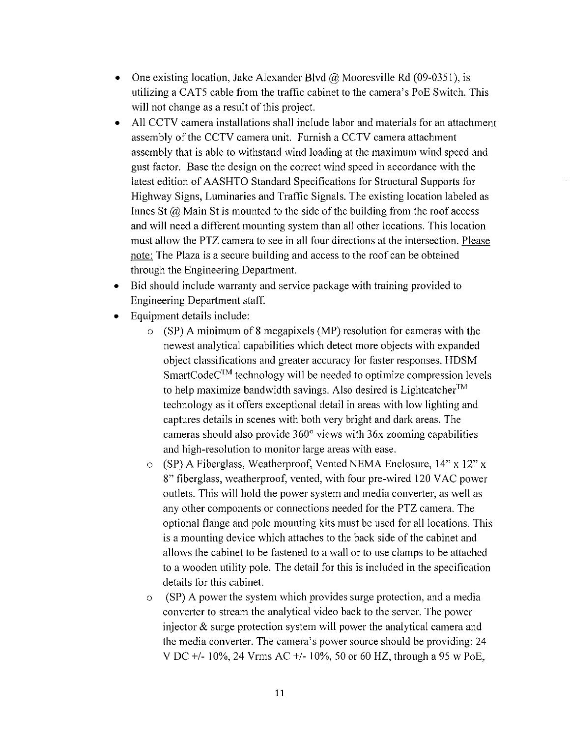- One existing location, Jake Alexander Blvd @ Mooresville Rd (09-0351), is utilizing a CAT5 cable from the traffic cabinet to the camera's PoE Switch. This will not change as a result of this project.
- All CCTV camera installations shall include labor and materials for an attachment assembly of the CCTV camera unit. Furnish a CCTV camera attachment assembly that is able to withstand wind loading at the maximum wind speed and gust factor. Base the design on the correct wind speed in accordance with the latest edition of AASHTO Standard Specifications for Structural Supports for Highway Signs, Luminaries and Traffic Signals. The existing location labeled as Innes St @ Main St is mounted to the side of the building from the roof access and will need a different mounting system than all other locations. This location must allow the PTZ camera to see in all four directions at the intersection. Please note: The Plaza is a secure building and access to the roof can be obtained through the Engineering Department.
- Bid should include warranty and service package with training provided to Engineering Department staff.
- Equipment details include:
  - (SP) A minimum of 8 megapixels (MP) resolution for cameras with the newest analytical capabilities which detect more objects with expanded object classifications and greater accuracy for faster responses. HDSM SmartCodeC™ technology will be needed to optimize compression levels to help maximize bandwidth savings. Also desired is Lightcatcher™ technology as it offers exceptional detail in areas with low lighting and captures details in scenes with both very bright and dark areas. The cameras should also provide 360° views with 36x zooming capabilities and high-resolution to monitor large areas with ease.
  - (SP) A Fiberglass, Weatherproof, Vented NEMA Enclosure, 14" x 12" x 8" fiberglass, weatherproof, vented, with four pre-wired 120 VAC power outlets. This will hold the power system and media converter, as well as any other components or connections needed for the PTZ camera. The optional flange and pole mounting kits must be used for all locations. This is a mounting device which attaches to the back side of the cabinet and allows the cabinet to be fastened to a wall or to use clamps to be attached to a wooden utility pole. The detail for this is included in the specification details for this cabinet.
  - (SP) A power the system which provides surge protection, and a media converter to stream the analytical video back to the server. The power injector & surge protection system will power the analytical camera and the media converter. The camera's power source should be providing: 24 V DC +/- 10%, 24 Vrms AC +/- 10%, 50 or 60 HZ, through a 95 w PoE,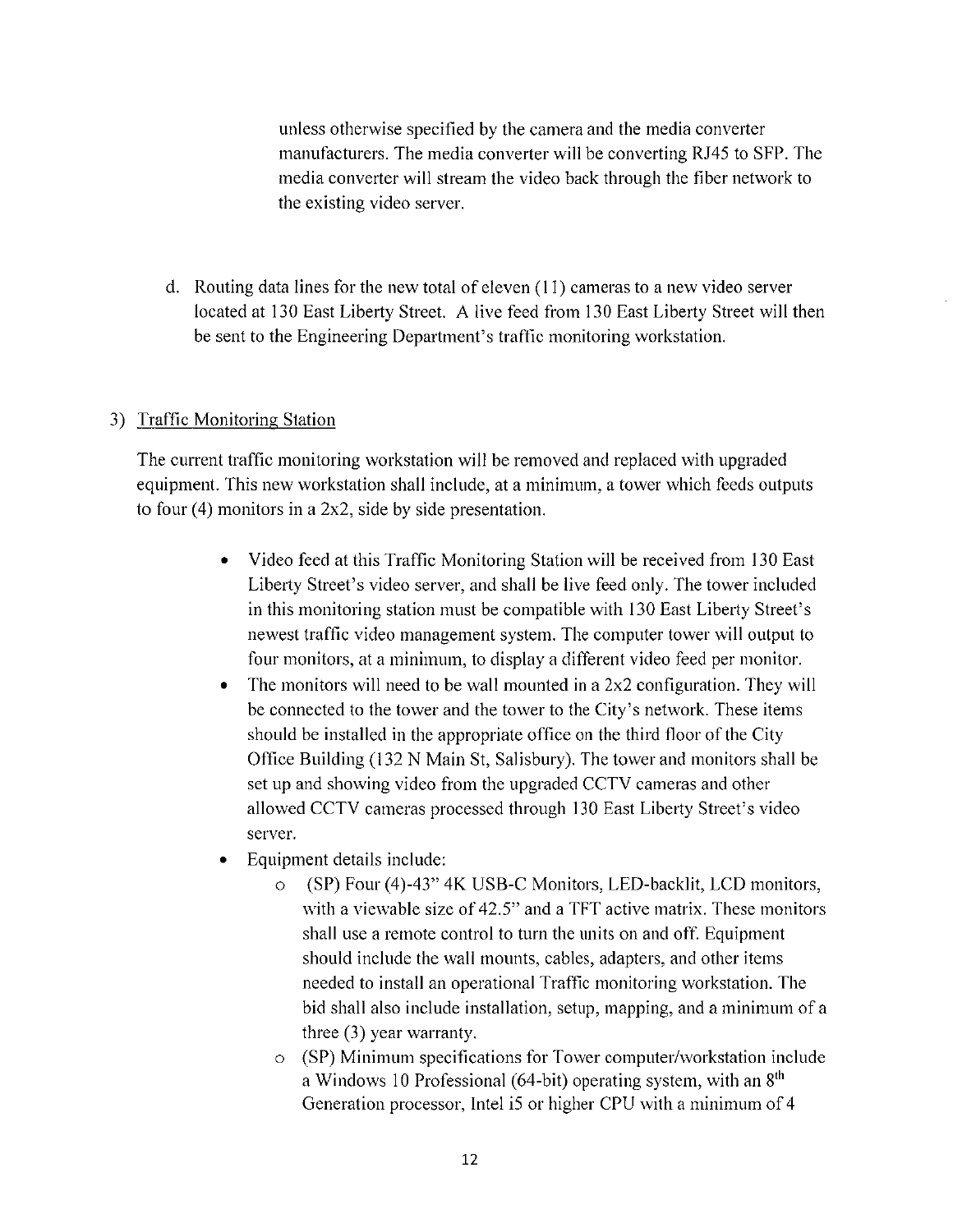unless otherwise specified by the camera and the media converter manufacturers. The media converter will be converting RJ45 to SFP. The media converter will stream the video back through the fiber network to the existing video server.

d. Routing data lines for the new total of eleven (11) cameras to a new video server located at 130 East Liberty Street. A live feed from 130 East Liberty Street will then be sent to the Engineering Department's traffic monitoring workstation.

3) Traffic Monitoring Station

The current traffic monitoring workstation will be removed and replaced with upgraded equipment. This new workstation shall include, at a minimum, a tower which feeds outputs to four (4) monitors in a 2x2, side by side presentation.

- Video feed at this Traffic Monitoring Station will be received from 130 East Liberty Street's video server, and shall be live feed only. The tower included in this monitoring station must be compatible with 130 East Liberty Street's newest traffic video management system. The computer tower will output to four monitors, at a minimum, to display a different video feed per monitor.
- The monitors will need to be wall mounted in a 2x2 configuration. They will be connected to the tower and the tower to the City's network. These items should be installed in the appropriate office on the third floor of the City Office Building (132 N Main St, Salisbury). The tower and monitors shall be set up and showing video from the upgraded CCTV cameras and other allowed CCTV cameras processed through 130 East Liberty Street's video server.
- Equipment details include:
  - (SP) Four (4)-43" 4K USB-C Monitors, LED-backlit, LCD monitors, with a viewable size of 42.5" and a TFT active matrix. These monitors shall use a remote control to turn the units on and off. Equipment should include the wall mounts, cables, adapters, and other items needed to install an operational Traffic monitoring workstation. The bid shall also include installation, setup, mapping, and a minimum of a three (3) year warranty.
  - (SP) Minimum specifications for Tower computer/workstation include a Windows 10 Professional (64-bit) operating system, with an 8th Generation processor, Intel i5 or higher CPU with a minimum of 4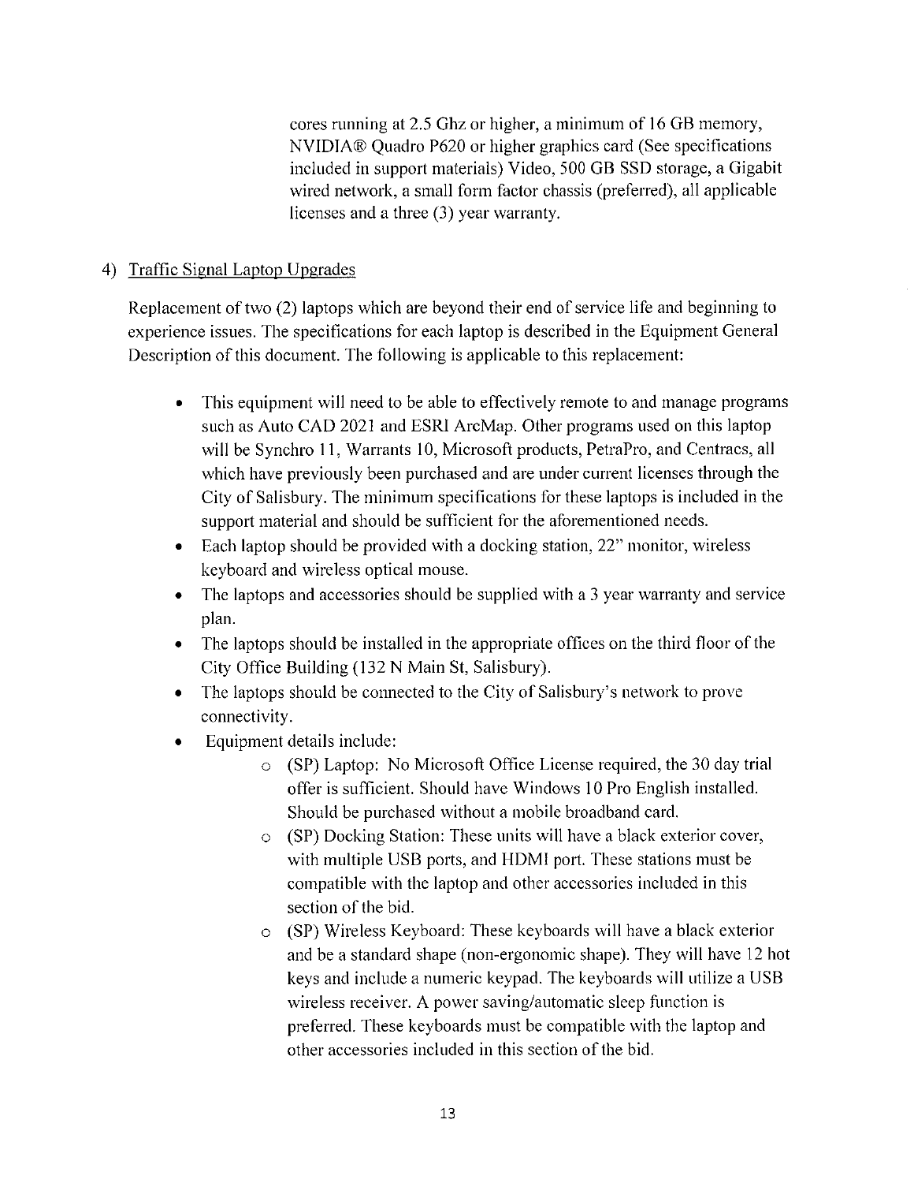cores running at 2.5 Ghz or higher, a minimum of 16 GB memory, NVIDIA® Quadro P620 or higher graphics card (See specifications included in support materials) Video, 500 GB SSD storage, a Gigabit wired network, a small form factor chassis (preferred), all applicable licenses and a three (3) year warranty.

4) Traffic Signal Laptop Upgrades

Replacement of two (2) laptops which are beyond their end of service life and beginning to experience issues. The specifications for each laptop is described in the Equipment General Description of this document. The following is applicable to this replacement:

- This equipment will need to be able to effectively remote to and manage programs such as Auto CAD 2021 and ESRI ArcMap. Other programs used on this laptop will be Synchro 11, Warrants 10, Microsoft products, PetraPro, and Centracs, all which have previously been purchased and are under current licenses through the City of Salisbury. The minimum specifications for these laptops is included in the support material and should be sufficient for the aforementioned needs.
- Each laptop should be provided with a docking station, 22" monitor, wireless keyboard and wireless optical mouse.
- The laptops and accessories should be supplied with a 3 year warranty and service plan.
- The laptops should be installed in the appropriate offices on the third floor of the City Office Building (132 N Main St, Salisbury).
- The laptops should be connected to the City of Salisbury's network to prove connectivity.
- Equipment details include:
  - (SP) Laptop: No Microsoft Office License required, the 30 day trial offer is sufficient. Should have Windows 10 Pro English installed. Should be purchased without a mobile broadband card.
  - (SP) Docking Station: These units will have a black exterior cover, with multiple USB ports, and HDMI port. These stations must be compatible with the laptop and other accessories included in this section of the bid.
  - (SP) Wireless Keyboard: These keyboards will have a black exterior and be a standard shape (non-ergonomic shape). They will have 12 hot keys and include a numeric keypad. The keyboards will utilize a USB wireless receiver. A power saving/automatic sleep function is preferred. These keyboards must be compatible with the laptop and other accessories included in this section of the bid.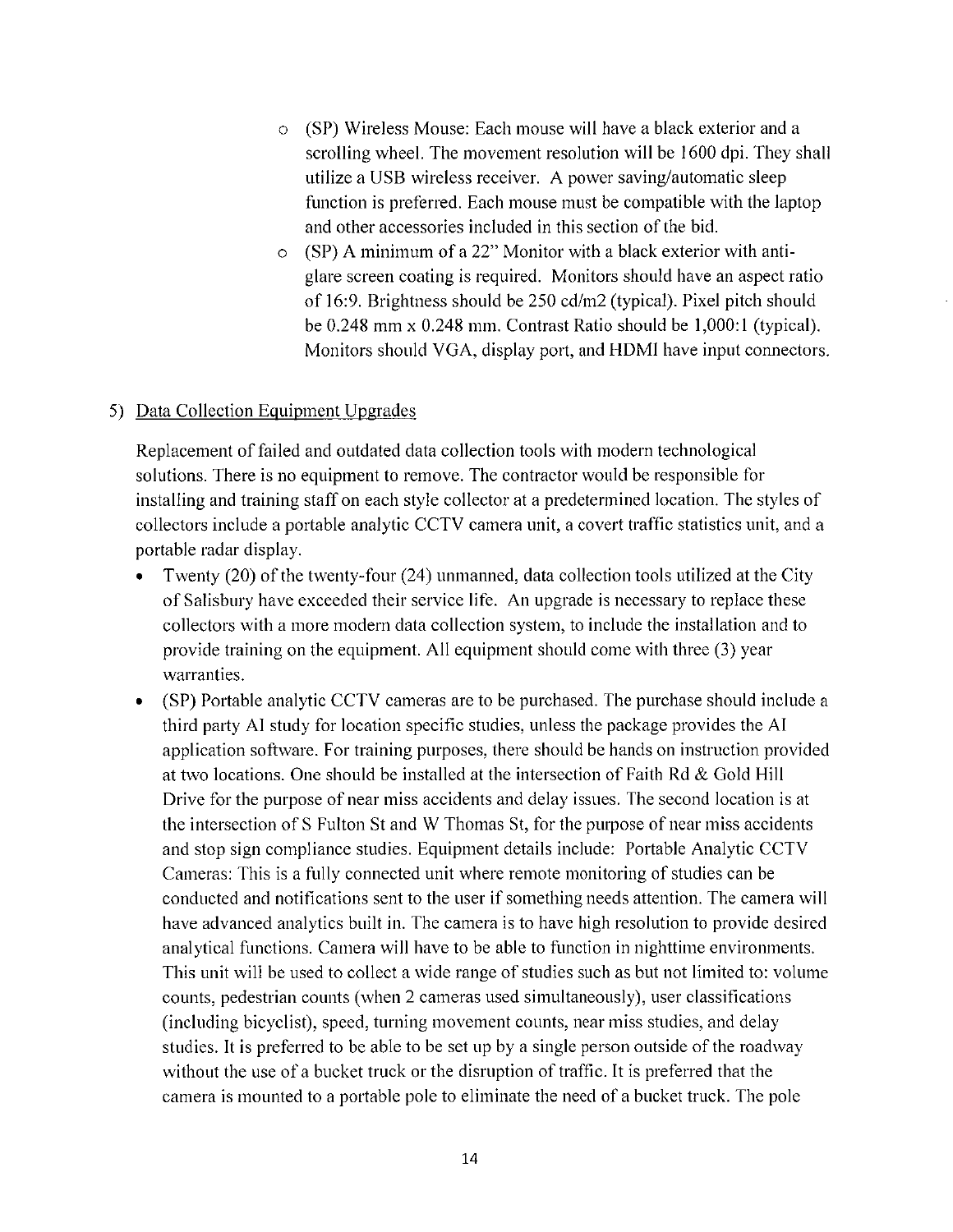- (SP) Wireless Mouse: Each mouse will have a black exterior and a scrolling wheel. The movement resolution will be 1600 dpi. They shall utilize a USB wireless receiver. A power saving/automatic sleep function is preferred. Each mouse must be compatible with the laptop and other accessories included in this section of the bid.
- (SP) A minimum of a 22" Monitor with a black exterior with anti-glare screen coating is required. Monitors should have an aspect ratio of 16:9. Brightness should be 250 cd/m2 (typical). Pixel pitch should be 0.248 mm x 0.248 mm. Contrast Ratio should be 1,000:1 (typical). Monitors should VGA, display port, and HDMI have input connectors.

5) <u>Data Collection Equipment Upgrades</u>

Replacement of failed and outdated data collection tools with modern technological solutions. There is no equipment to remove. The contractor would be responsible for installing and training staff on each style collector at a predetermined location. The styles of collectors include a portable analytic CCTV camera unit, a covert traffic statistics unit, and a portable radar display.

- Twenty (20) of the twenty-four (24) unmanned, data collection tools utilized at the City of Salisbury have exceeded their service life. An upgrade is necessary to replace these collectors with a more modern data collection system, to include the installation and to provide training on the equipment. All equipment should come with three (3) year warranties.
- (SP) Portable analytic CCTV cameras are to be purchased. The purchase should include a third party AI study for location specific studies, unless the package provides the AI application software. For training purposes, there should be hands on instruction provided at two locations. One should be installed at the intersection of Faith Rd & Gold Hill Drive for the purpose of near miss accidents and delay issues. The second location is at the intersection of S Fulton St and W Thomas St, for the purpose of near miss accidents and stop sign compliance studies. Equipment details include: Portable Analytic CCTV Cameras: This is a fully connected unit where remote monitoring of studies can be conducted and notifications sent to the user if something needs attention. The camera will have advanced analytics built in. The camera is to have high resolution to provide desired analytical functions. Camera will have to be able to function in nighttime environments. This unit will be used to collect a wide range of studies such as but not limited to: volume counts, pedestrian counts (when 2 cameras used simultaneously), user classifications (including bicyclist), speed, turning movement counts, near miss studies, and delay studies. It is preferred to be able to be set up by a single person outside of the roadway without the use of a bucket truck or the disruption of traffic. It is preferred that the camera is mounted to a portable pole to eliminate the need of a bucket truck. The pole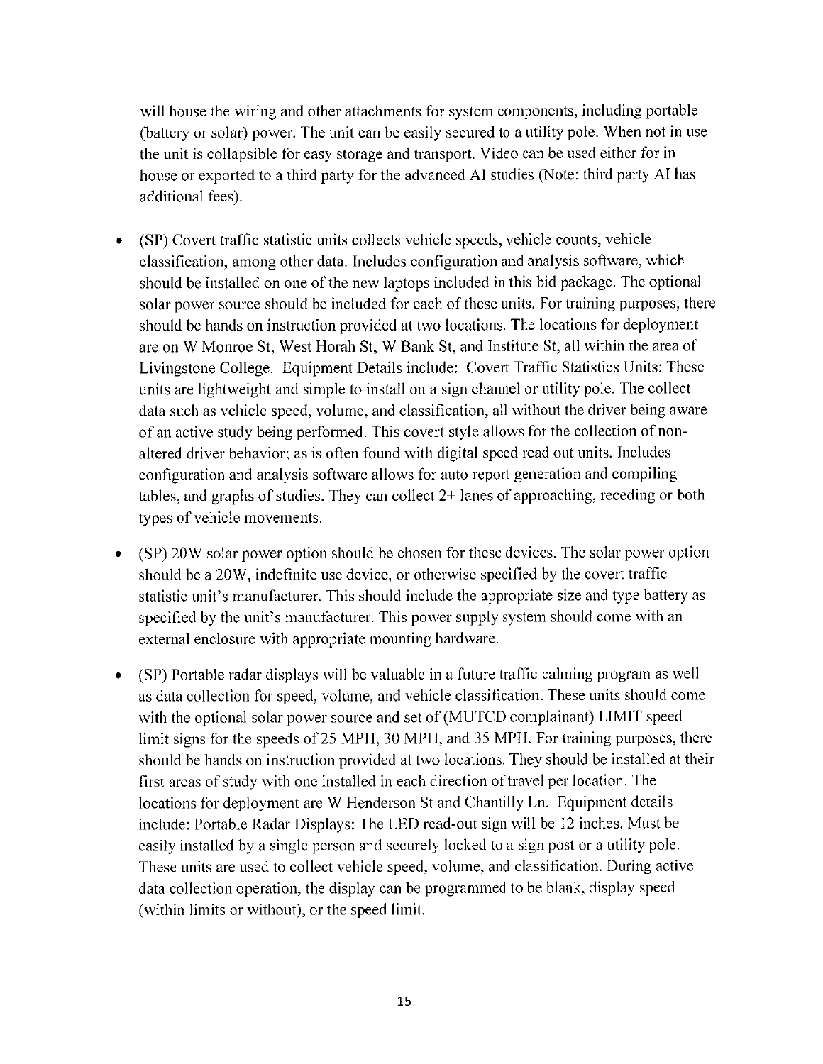will house the wiring and other attachments for system components, including portable (battery or solar) power. The unit can be easily secured to a utility pole. When not in use the unit is collapsible for easy storage and transport. Video can be used either for in house or exported to a third party for the advanced AI studies (Note: third party AI has additional fees).

- (SP) Covert traffic statistic units collects vehicle speeds, vehicle counts, vehicle classification, among other data. Includes configuration and analysis software, which should be installed on one of the new laptops included in this bid package. The optional solar power source should be included for each of these units. For training purposes, there should be hands on instruction provided at two locations. The locations for deployment are on W Monroe St, West Horah St, W Bank St, and Institute St, all within the area of Livingstone College. Equipment Details include: Covert Traffic Statistics Units: These units are lightweight and simple to install on a sign channel or utility pole. The collect data such as vehicle speed, volume, and classification, all without the driver being aware of an active study being performed. This covert style allows for the collection of non-altered driver behavior; as is often found with digital speed read out units. Includes configuration and analysis software allows for auto report generation and compiling tables, and graphs of studies. They can collect 2+ lanes of approaching, receding or both types of vehicle movements.

- (SP) 20W solar power option should be chosen for these devices. The solar power option should be a 20W, indefinite use device, or otherwise specified by the covert traffic statistic unit's manufacturer. This should include the appropriate size and type battery as specified by the unit's manufacturer. This power supply system should come with an external enclosure with appropriate mounting hardware.

- (SP) Portable radar displays will be valuable in a future traffic calming program as well as data collection for speed, volume, and vehicle classification. These units should come with the optional solar power source and set of (MUTCD complainant) LIMIT speed limit signs for the speeds of 25 MPH, 30 MPH, and 35 MPH. For training purposes, there should be hands on instruction provided at two locations. They should be installed at their first areas of study with one installed in each direction of travel per location. The locations for deployment are W Henderson St and Chantilly Ln. Equipment details include: Portable Radar Displays: The LED read-out sign will be 12 inches. Must be easily installed by a single person and securely locked to a sign post or a utility pole. These units are used to collect vehicle speed, volume, and classification. During active data collection operation, the display can be programmed to be blank, display speed (within limits or without), or the speed limit.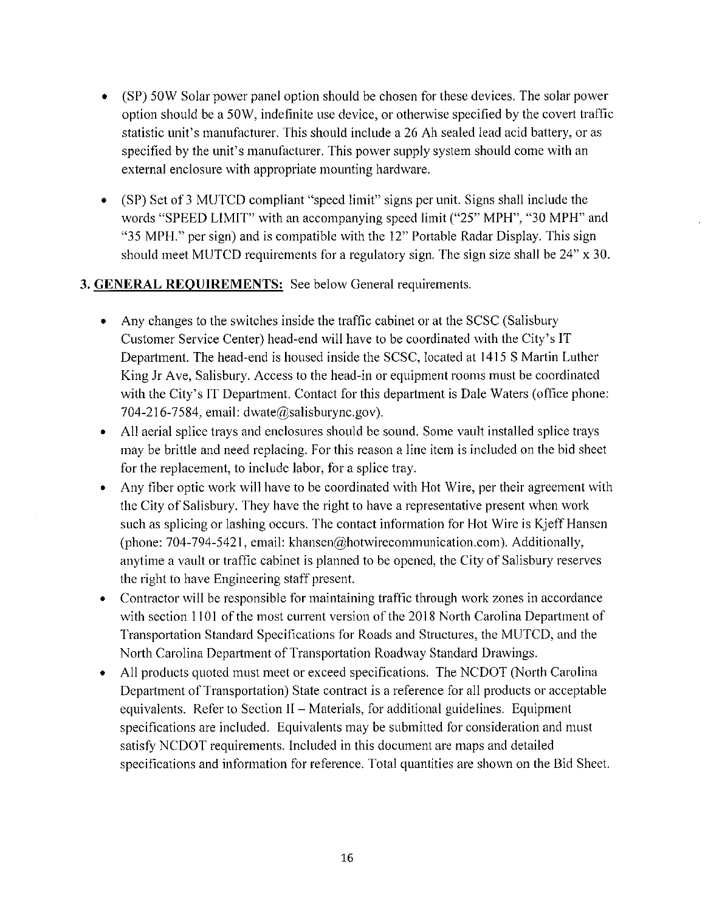- (SP) 50W Solar power panel option should be chosen for these devices. The solar power option should be a 50W, indefinite use device, or otherwise specified by the covert traffic statistic unit's manufacturer. This should include a 26 Ah sealed lead acid battery, or as specified by the unit's manufacturer. This power supply system should come with an external enclosure with appropriate mounting hardware.
- (SP) Set of 3 MUTCD compliant "speed limit" signs per unit. Signs shall include the words "SPEED LIMIT" with an accompanying speed limit ("25" MPH", "30 MPH" and "35 MPH." per sign) and is compatible with the 12" Portable Radar Display. This sign should meet MUTCD requirements for a regulatory sign. The sign size shall be 24" x 30.

**3. <u>GENERAL REQUIREMENTS:</u>** See below General requirements.

- Any changes to the switches inside the traffic cabinet or at the SCSC (Salisbury Customer Service Center) head-end will have to be coordinated with the City's IT Department. The head-end is housed inside the SCSC, located at 1415 S Martin Luther King Jr Ave, Salisbury. Access to the head-in or equipment rooms must be coordinated with the City's IT Department. Contact for this department is Dale Waters (office phone: 704-216-7584, email: dwate@salisburync.gov).
- All aerial splice trays and enclosures should be sound. Some vault installed splice trays may be brittle and need replacing. For this reason a line item is included on the bid sheet for the replacement, to include labor, for a splice tray.
- Any fiber optic work will have to be coordinated with Hot Wire, per their agreement with the City of Salisbury. They have the right to have a representative present when work such as splicing or lashing occurs. The contact information for Hot Wire is Kjeff Hansen (phone: 704-794-5421, email: khansen@hotwirecommunication.com). Additionally, anytime a vault or traffic cabinet is planned to be opened, the City of Salisbury reserves the right to have Engineering staff present.
- Contractor will be responsible for maintaining traffic through work zones in accordance with section 1101 of the most current version of the 2018 North Carolina Department of Transportation Standard Specifications for Roads and Structures, the MUTCD, and the North Carolina Department of Transportation Roadway Standard Drawings.
- All products quoted must meet or exceed specifications. The NCDOT (North Carolina Department of Transportation) State contract is a reference for all products or acceptable equivalents. Refer to Section II – Materials, for additional guidelines. Equipment specifications are included. Equivalents may be submitted for consideration and must satisfy NCDOT requirements. Included in this document are maps and detailed specifications and information for reference. Total quantities are shown on the Bid Sheet.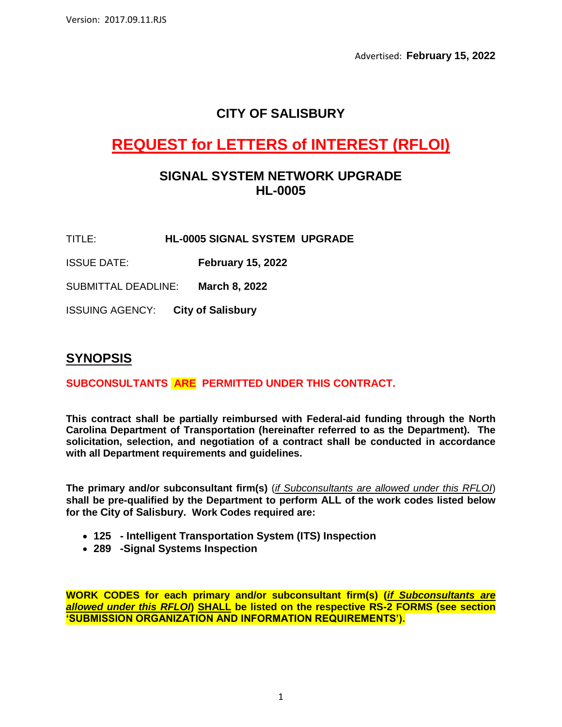Advertised: **February 15, 2022**

# CITY OF SALISBURY

# REQUEST for LETTERS of INTEREST (RFLOI)

## SIGNAL SYSTEM NETWORK UPGRADE
## HL-0005

TITLE: **HL-0005 SIGNAL SYSTEM UPGRADE**

ISSUE DATE: **February 15, 2022**

SUBMITTAL DEADLINE: **March 8, 2022**

ISSUING AGENCY: **City of Salisbury**

## SYNOPSIS

**SUBCONSULTANTS ARE PERMITTED UNDER THIS CONTRACT.**

**This contract shall be partially reimbursed with Federal-aid funding through the North Carolina Department of Transportation (hereinafter referred to as the Department). The solicitation, selection, and negotiation of a contract shall be conducted in accordance with all Department requirements and guidelines.**

**The primary and/or subconsultant firm(s)** (*if Subconsultants are allowed under this RFLOI*) **shall be pre-qualified by the Department to perform ALL of the work codes listed below for the City of Salisbury. Work Codes required are:**

- **125 - Intelligent Transportation System (ITS) Inspection**
- **289 -Signal Systems Inspection**

**WORK CODES for each primary and/or subconsultant firm(s) (*if Subconsultants are allowed under this RFLOI*) SHALL be listed on the respective RS-2 FORMS (see section 'SUBMISSION ORGANIZATION AND INFORMATION REQUIREMENTS').**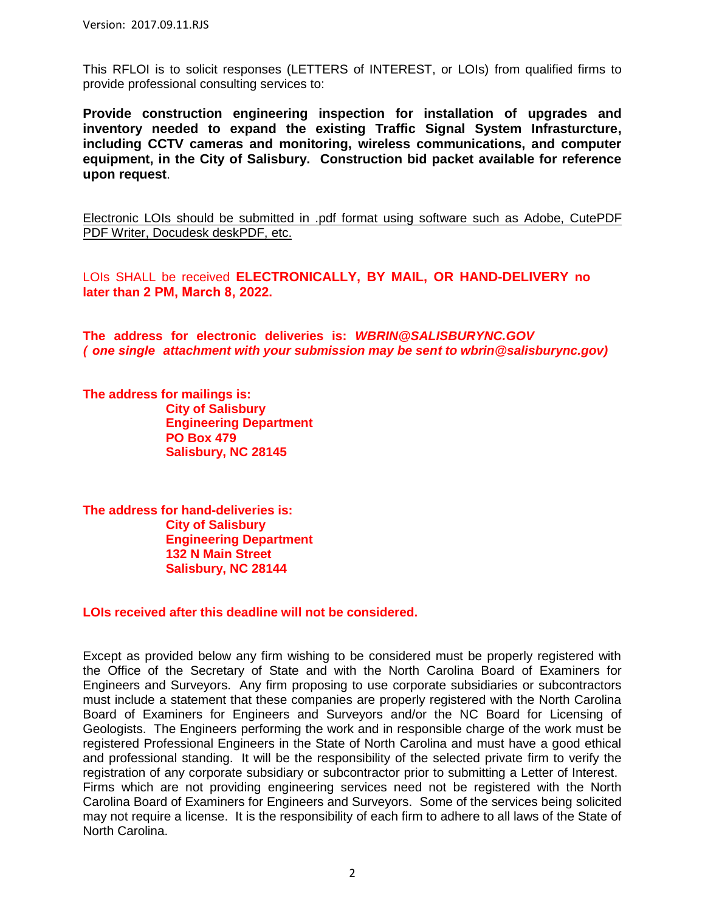Version: 2017.09.11.RJS

This RFLOI is to solicit responses (LETTERS of INTEREST, or LOIs) from qualified firms to provide professional consulting services to:

**Provide construction engineering inspection for installation of upgrades and inventory needed to expand the existing Traffic Signal System Infrasturcture, including CCTV cameras and monitoring, wireless communications, and computer equipment, in the City of Salisbury. Construction bid packet available for reference upon request**.

Electronic LOIs should be submitted in .pdf format using software such as Adobe, CutePDF PDF Writer, Docudesk deskPDF, etc.

LOIs SHALL be received **ELECTRONICALLY, BY MAIL, OR HAND-DELIVERY no later than 2 PM, March 8, 2022.**

**The address for electronic deliveries is: *WBRIN@SALISBURYNC.GOV***
***( one single attachment with your submission may be sent to wbrin@salisburync.gov)***

**The address for mailings is:**
**City of Salisbury**
**Engineering Department**
**PO Box 479**
**Salisbury, NC 28145**

**The address for hand-deliveries is:**
**City of Salisbury**
**Engineering Department**
**132 N Main Street**
**Salisbury, NC 28144**

**LOIs received after this deadline will not be considered.**

Except as provided below any firm wishing to be considered must be properly registered with the Office of the Secretary of State and with the North Carolina Board of Examiners for Engineers and Surveyors. Any firm proposing to use corporate subsidiaries or subcontractors must include a statement that these companies are properly registered with the North Carolina Board of Examiners for Engineers and Surveyors and/or the NC Board for Licensing of Geologists. The Engineers performing the work and in responsible charge of the work must be registered Professional Engineers in the State of North Carolina and must have a good ethical and professional standing. It will be the responsibility of the selected private firm to verify the registration of any corporate subsidiary or subcontractor prior to submitting a Letter of Interest. Firms which are not providing engineering services need not be registered with the North Carolina Board of Examiners for Engineers and Surveyors. Some of the services being solicited may not require a license. It is the responsibility of each firm to adhere to all laws of the State of North Carolina.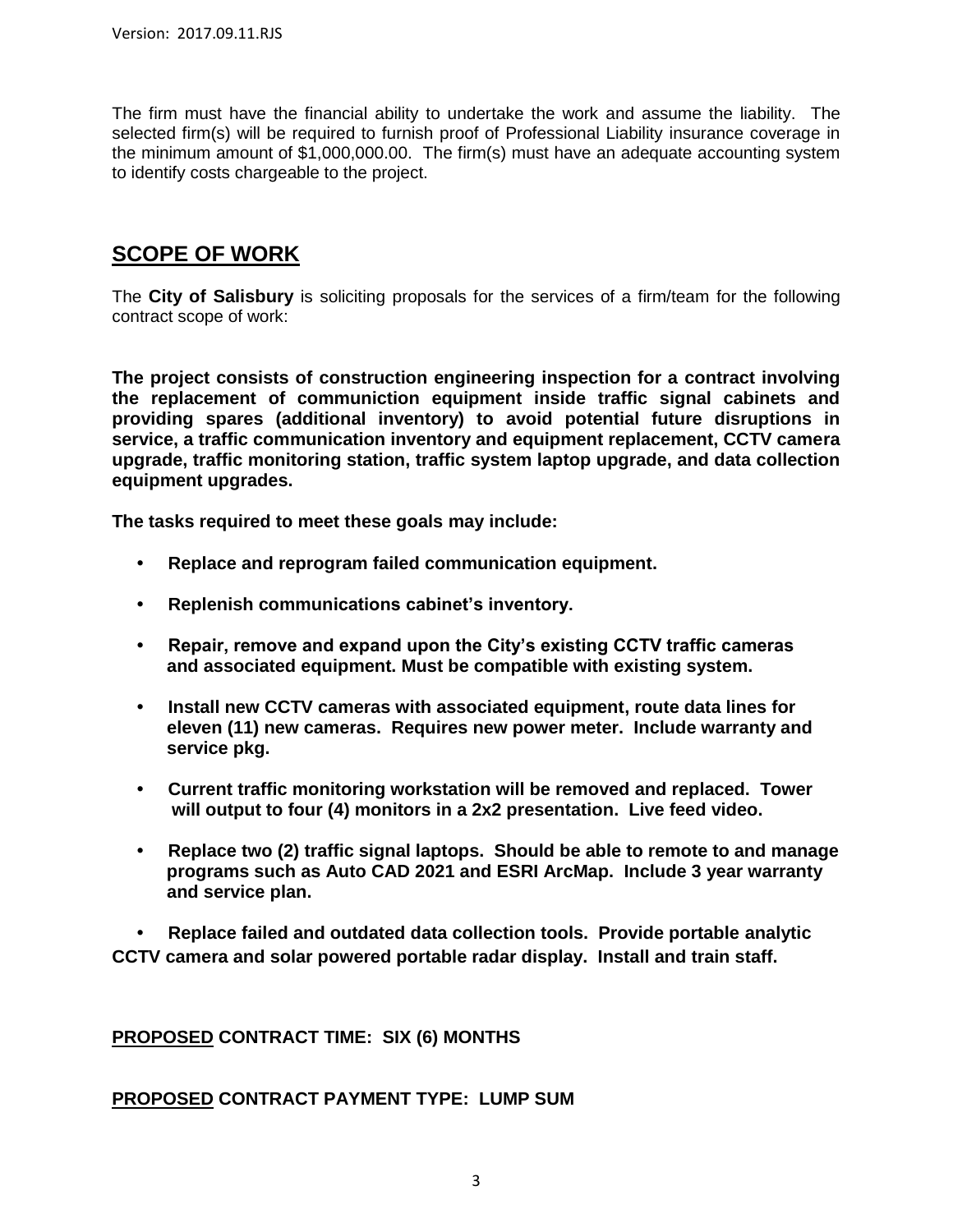The firm must have the financial ability to undertake the work and assume the liability. The selected firm(s) will be required to furnish proof of Professional Liability insurance coverage in the minimum amount of $1,000,000.00. The firm(s) must have an adequate accounting system to identify costs chargeable to the project.

## SCOPE OF WORK

The **City of Salisbury** is soliciting proposals for the services of a firm/team for the following contract scope of work:

**The project consists of construction engineering inspection for a contract involving the replacement of communiction equipment inside traffic signal cabinets and providing spares (additional inventory) to avoid potential future disruptions in service, a traffic communication inventory and equipment replacement, CCTV camera upgrade, traffic monitoring station, traffic system laptop upgrade, and data collection equipment upgrades.**

**The tasks required to meet these goals may include:**

- **Replace and reprogram failed communication equipment.**
- **Replenish communications cabinet's inventory.**
- **Repair, remove and expand upon the City's existing CCTV traffic cameras and associated equipment. Must be compatible with existing system.**
- **Install new CCTV cameras with associated equipment, route data lines for eleven (11) new cameras. Requires new power meter. Include warranty and service pkg.**
- **Current traffic monitoring workstation will be removed and replaced. Tower will output to four (4) monitors in a 2x2 presentation. Live feed video.**
- **Replace two (2) traffic signal laptops. Should be able to remote to and manage programs such as Auto CAD 2021 and ESRI ArcMap. Include 3 year warranty and service plan.**
- **Replace failed and outdated data collection tools. Provide portable analytic CCTV camera and solar powered portable radar display. Install and train staff.**

**<u>PROPOSED</u> CONTRACT TIME: SIX (6) MONTHS**

**<u>PROPOSED</u> CONTRACT PAYMENT TYPE: LUMP SUM**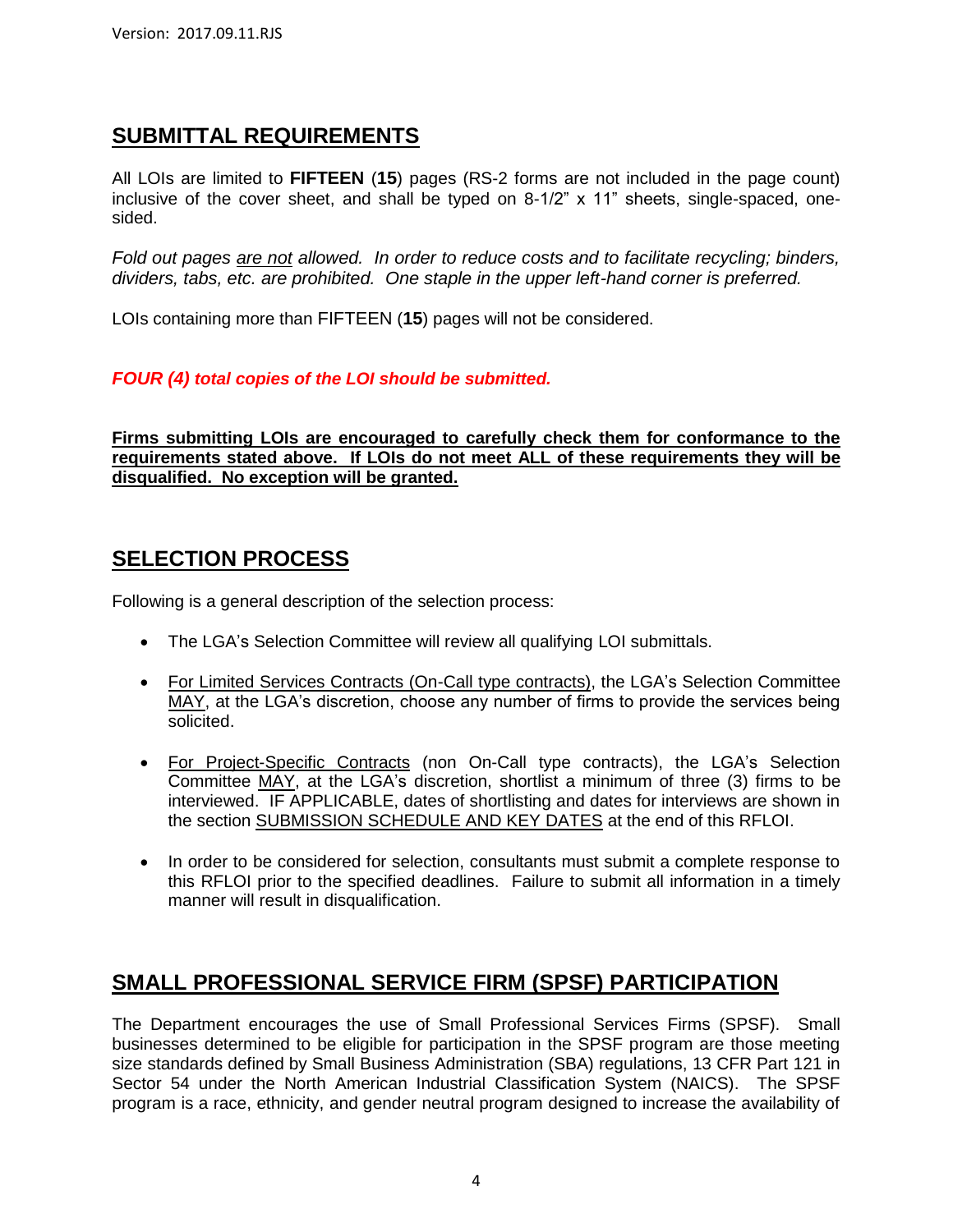## SUBMITTAL REQUIREMENTS

All LOIs are limited to **FIFTEEN** (**15**) pages (RS-2 forms are not included in the page count) inclusive of the cover sheet, and shall be typed on 8-1/2" x 11" sheets, single-spaced, one-sided.

*Fold out pages are not allowed. In order to reduce costs and to facilitate recycling; binders, dividers, tabs, etc. are prohibited. One staple in the upper left-hand corner is preferred.*

LOIs containing more than FIFTEEN (**15**) pages will not be considered.

***FOUR (4) total copies of the LOI should be submitted.***

**Firms submitting LOIs are encouraged to carefully check them for conformance to the requirements stated above. If LOIs do not meet ALL of these requirements they will be disqualified. No exception will be granted.**

## SELECTION PROCESS

Following is a general description of the selection process:

- The LGA's Selection Committee will review all qualifying LOI submittals.
- For Limited Services Contracts (On-Call type contracts), the LGA's Selection Committee MAY, at the LGA's discretion, choose any number of firms to provide the services being solicited.
- For Project-Specific Contracts (non On-Call type contracts), the LGA's Selection Committee MAY, at the LGA's discretion, shortlist a minimum of three (3) firms to be interviewed. IF APPLICABLE, dates of shortlisting and dates for interviews are shown in the section SUBMISSION SCHEDULE AND KEY DATES at the end of this RFLOI.
- In order to be considered for selection, consultants must submit a complete response to this RFLOI prior to the specified deadlines. Failure to submit all information in a timely manner will result in disqualification.

## SMALL PROFESSIONAL SERVICE FIRM (SPSF) PARTICIPATION

The Department encourages the use of Small Professional Services Firms (SPSF). Small businesses determined to be eligible for participation in the SPSF program are those meeting size standards defined by Small Business Administration (SBA) regulations, 13 CFR Part 121 in Sector 54 under the North American Industrial Classification System (NAICS). The SPSF program is a race, ethnicity, and gender neutral program designed to increase the availability of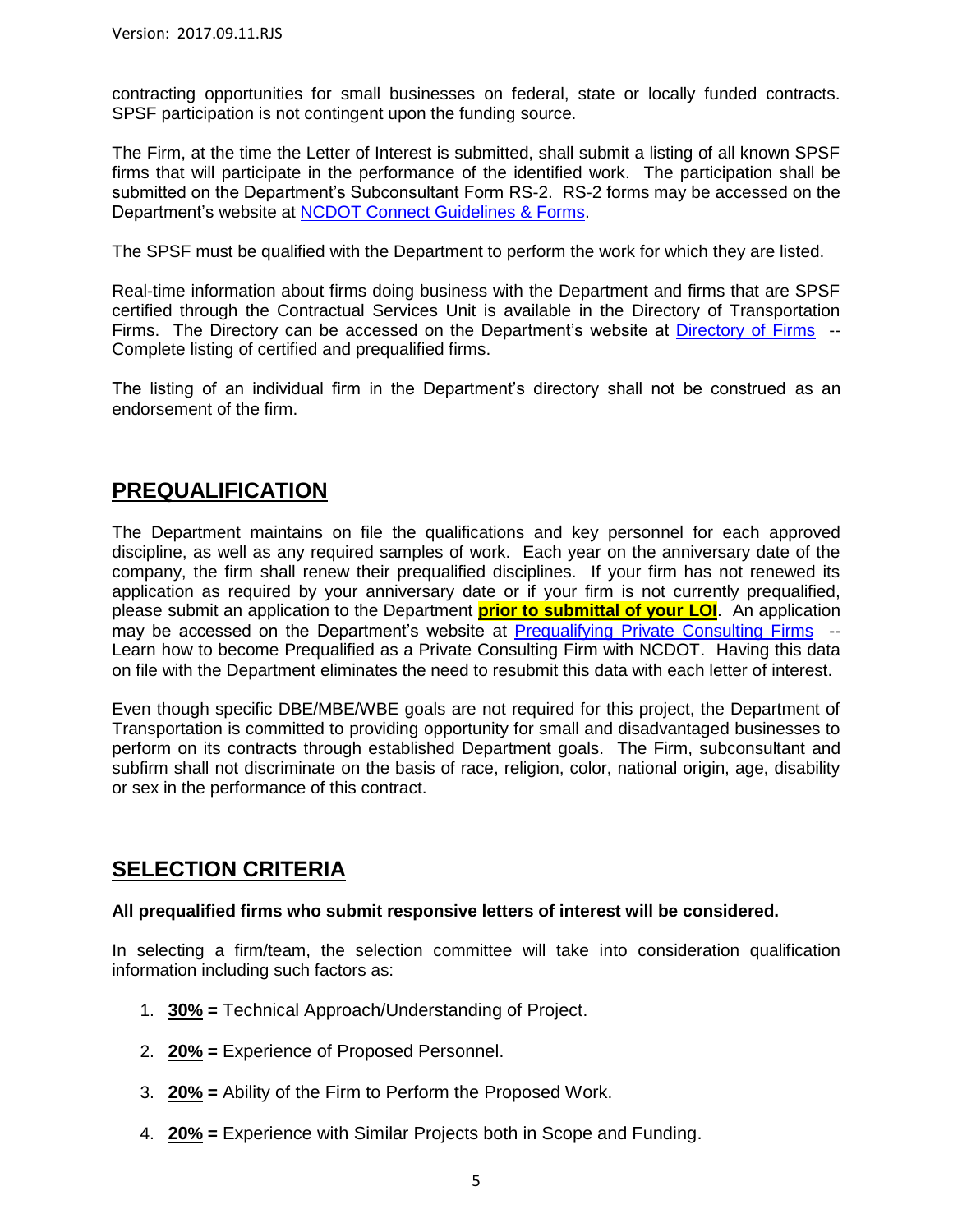contracting opportunities for small businesses on federal, state or locally funded contracts. SPSF participation is not contingent upon the funding source.

The Firm, at the time the Letter of Interest is submitted, shall submit a listing of all known SPSF firms that will participate in the performance of the identified work. The participation shall be submitted on the Department's Subconsultant Form RS-2. RS-2 forms may be accessed on the Department's website at NCDOT Connect Guidelines & Forms.

The SPSF must be qualified with the Department to perform the work for which they are listed.

Real-time information about firms doing business with the Department and firms that are SPSF certified through the Contractual Services Unit is available in the Directory of Transportation Firms. The Directory can be accessed on the Department's website at Directory of Firms -- Complete listing of certified and prequalified firms.

The listing of an individual firm in the Department's directory shall not be construed as an endorsement of the firm.

## PREQUALIFICATION

The Department maintains on file the qualifications and key personnel for each approved discipline, as well as any required samples of work. Each year on the anniversary date of the company, the firm shall renew their prequalified disciplines. If your firm has not renewed its application as required by your anniversary date or if your firm is not currently prequalified, please submit an application to the Department **prior to submittal of your LOI**. An application may be accessed on the Department's website at Prequalifying Private Consulting Firms -- Learn how to become Prequalified as a Private Consulting Firm with NCDOT. Having this data on file with the Department eliminates the need to resubmit this data with each letter of interest.

Even though specific DBE/MBE/WBE goals are not required for this project, the Department of Transportation is committed to providing opportunity for small and disadvantaged businesses to perform on its contracts through established Department goals. The Firm, subconsultant and subfirm shall not discriminate on the basis of race, religion, color, national origin, age, disability or sex in the performance of this contract.

## SELECTION CRITERIA

**All prequalified firms who submit responsive letters of interest will be considered.**

In selecting a firm/team, the selection committee will take into consideration qualification information including such factors as:

1. **30% =** Technical Approach/Understanding of Project.
2. **20% =** Experience of Proposed Personnel.
3. **20% =** Ability of the Firm to Perform the Proposed Work.
4. **20% =** Experience with Similar Projects both in Scope and Funding.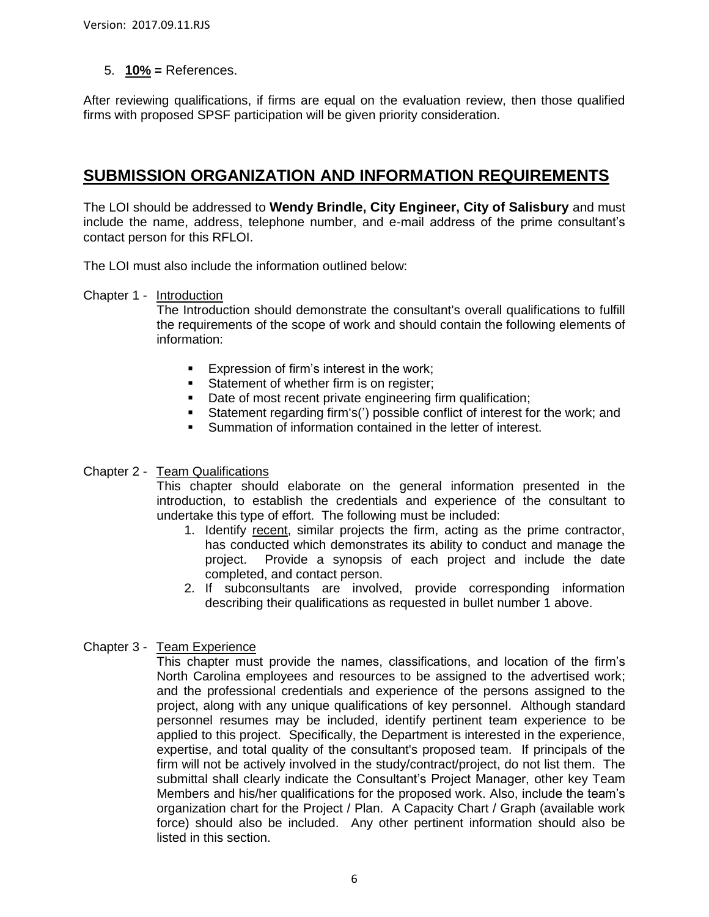5. **10% =** References.

After reviewing qualifications, if firms are equal on the evaluation review, then those qualified firms with proposed SPSF participation will be given priority consideration.

## SUBMISSION ORGANIZATION AND INFORMATION REQUIREMENTS

The LOI should be addressed to **Wendy Brindle, City Engineer, City of Salisbury** and must include the name, address, telephone number, and e-mail address of the prime consultant's contact person for this RFLOI.

The LOI must also include the information outlined below:

Chapter 1 - Introduction

The Introduction should demonstrate the consultant's overall qualifications to fulfill the requirements of the scope of work and should contain the following elements of information:

- Expression of firm's interest in the work;
- Statement of whether firm is on register;
- Date of most recent private engineering firm qualification;
- Statement regarding firm's(') possible conflict of interest for the work; and
- Summation of information contained in the letter of interest.

Chapter 2 - Team Qualifications

This chapter should elaborate on the general information presented in the introduction, to establish the credentials and experience of the consultant to undertake this type of effort. The following must be included:

1. Identify recent, similar projects the firm, acting as the prime contractor, has conducted which demonstrates its ability to conduct and manage the project. Provide a synopsis of each project and include the date completed, and contact person.
2. If subconsultants are involved, provide corresponding information describing their qualifications as requested in bullet number 1 above.

Chapter 3 - Team Experience

This chapter must provide the names, classifications, and location of the firm's North Carolina employees and resources to be assigned to the advertised work; and the professional credentials and experience of the persons assigned to the project, along with any unique qualifications of key personnel. Although standard personnel resumes may be included, identify pertinent team experience to be applied to this project. Specifically, the Department is interested in the experience, expertise, and total quality of the consultant's proposed team. If principals of the firm will not be actively involved in the study/contract/project, do not list them. The submittal shall clearly indicate the Consultant's Project Manager, other key Team Members and his/her qualifications for the proposed work. Also, include the team's organization chart for the Project / Plan. A Capacity Chart / Graph (available work force) should also be included. Any other pertinent information should also be listed in this section.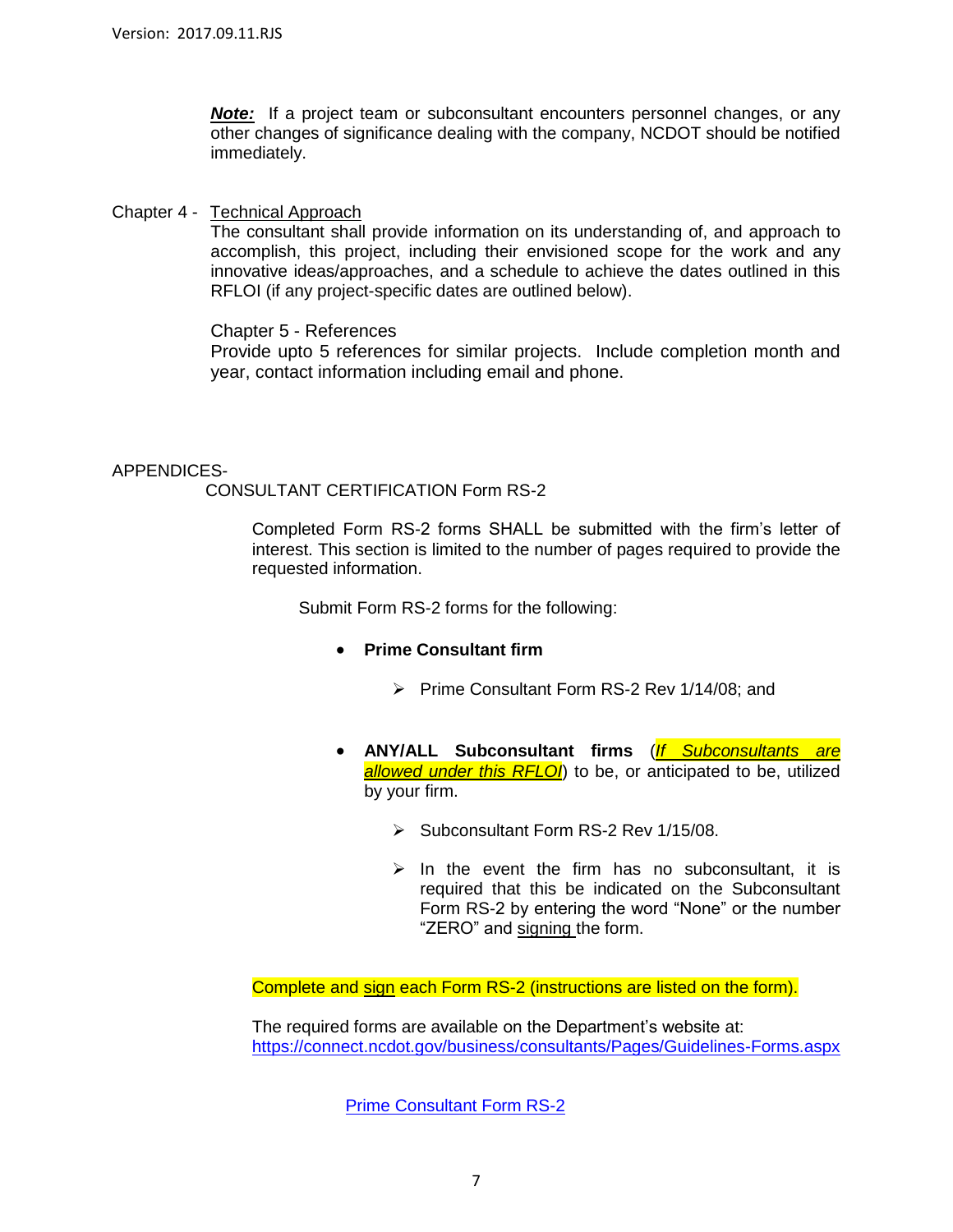***Note:*** If a project team or subconsultant encounters personnel changes, or any other changes of significance dealing with the company, NCDOT should be notified immediately.

Chapter 4 - Technical Approach

The consultant shall provide information on its understanding of, and approach to accomplish, this project, including their envisioned scope for the work and any innovative ideas/approaches, and a schedule to achieve the dates outlined in this RFLOI (if any project-specific dates are outlined below).

Chapter 5 - References

Provide upto 5 references for similar projects. Include completion month and year, contact information including email and phone.

APPENDICES-

CONSULTANT CERTIFICATION Form RS-2

Completed Form RS-2 forms SHALL be submitted with the firm's letter of interest. This section is limited to the number of pages required to provide the requested information.

Submit Form RS-2 forms for the following:

- **Prime Consultant firm**
  - Prime Consultant Form RS-2 Rev 1/14/08; and
- **ANY/ALL Subconsultant firms** (*If Subconsultants are allowed under this RFLOI*) to be, or anticipated to be, utilized by your firm.
  - Subconsultant Form RS-2 Rev 1/15/08.
  - In the event the firm has no subconsultant, it is required that this be indicated on the Subconsultant Form RS-2 by entering the word "None" or the number "ZERO" and signing the form.

Complete and sign each Form RS-2 (instructions are listed on the form).

The required forms are available on the Department's website at:
https://connect.ncdot.gov/business/consultants/Pages/Guidelines-Forms.aspx

Prime Consultant Form RS-2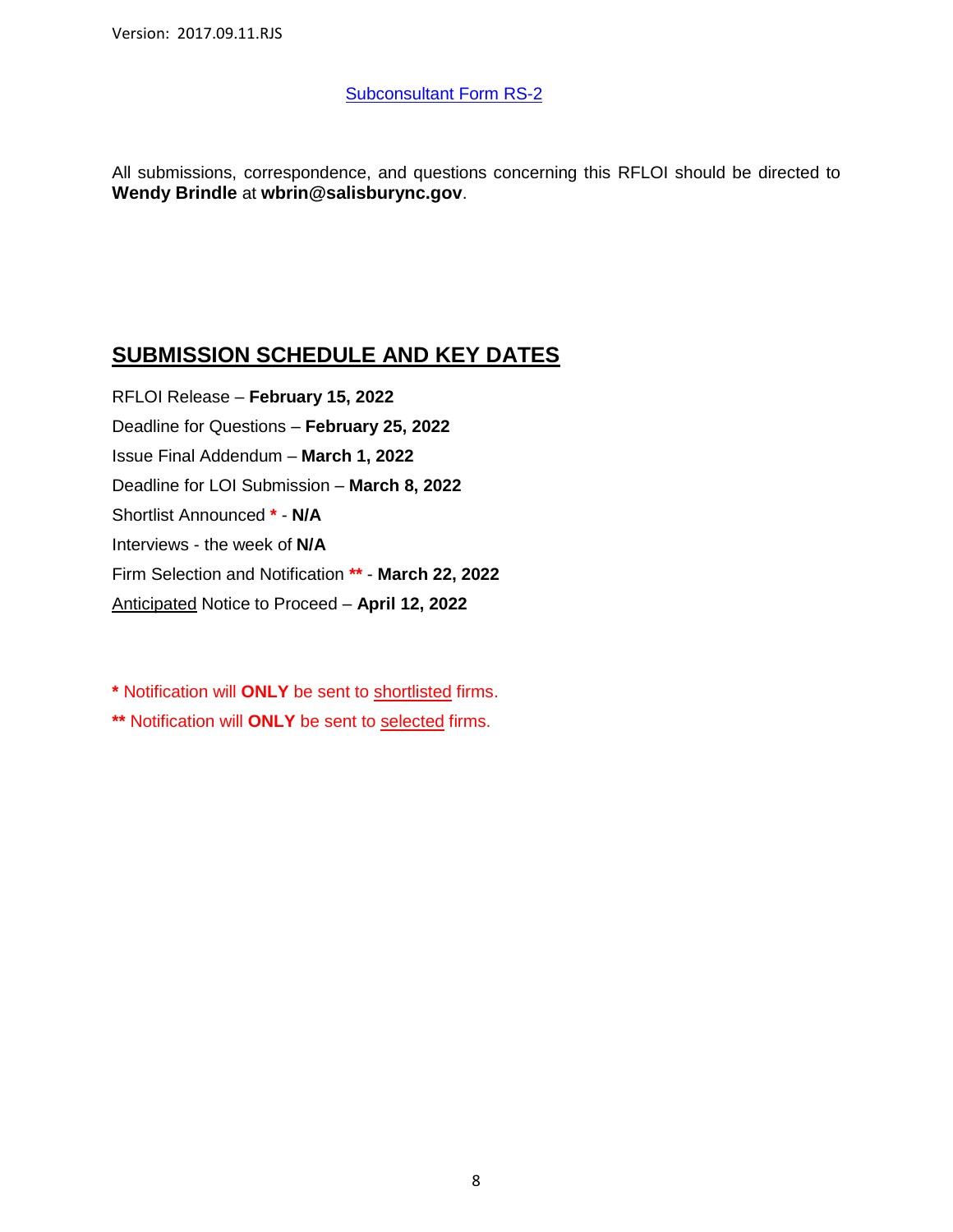[Subconsultant Form RS-2]

All submissions, correspondence, and questions concerning this RFLOI should be directed to **Wendy Brindle** at **wbrin@salisburync.gov**.

## SUBMISSION SCHEDULE AND KEY DATES

RFLOI Release – **February 15, 2022**

Deadline for Questions – **February 25, 2022**

Issue Final Addendum – **March 1, 2022**

Deadline for LOI Submission – **March 8, 2022**

Shortlist Announced **\*** - **N/A**

Interviews - the week of **N/A**

Firm Selection and Notification **\*\*** - **March 22, 2022**

Anticipated Notice to Proceed – **April 12, 2022**

**\*** Notification will **ONLY** be sent to shortlisted firms.

**\*\*** Notification will **ONLY** be sent to selected firms.